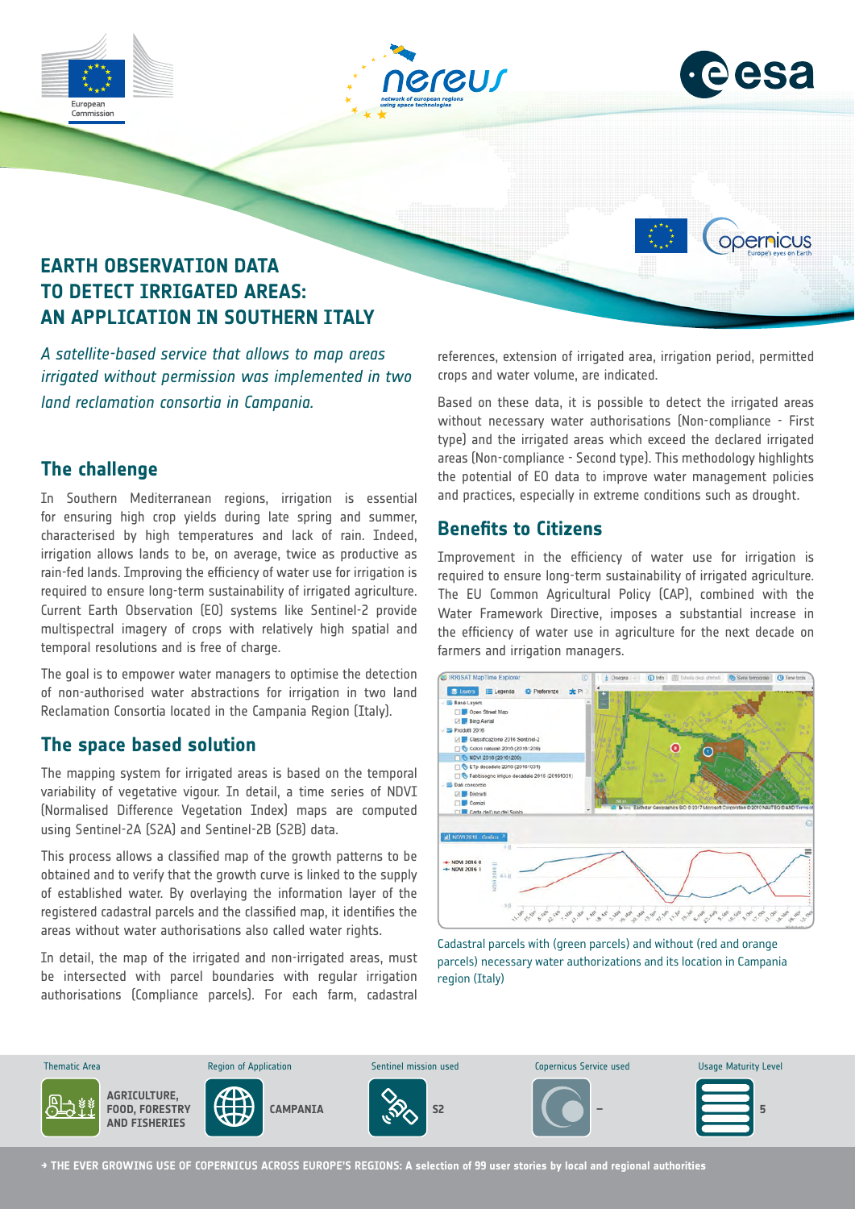# EARTH OBSERVATION DATA TO DETECT IRRIGATED AREAS: AN APPLICATION IN SOUTHERN ITALY

*A satellite-based service that allows to map areas irrigated without permission was implemented in two land reclamation consortia in Campania.*

## The challenge

In Southern Mediterranean regions, irrigation is essential for ensuring high crop yields during late spring and summer, characterised by high temperatures and lack of rain. Indeed, irrigation allows lands to be, on average, twice as productive as rain-fed lands. Improving the efficiency of water use for irrigation is required to ensure long-term sustainability of irrigated agriculture. Current Earth Observation (EO) systems like Sentinel-2 provide multispectral imagery of crops with relatively high spatial and temporal resolutions and is free of charge.

The goal is to empower water managers to optimise the detection of non-authorised water abstractions for irrigation in two land Reclamation Consortia located in the Campania Region (Italy).

## The space based solution

The mapping system for irrigated areas is based on the temporal variability of vegetative vigour. In detail, a time series of NDVI (Normalised Difference Vegetation Index) maps are computed using Sentinel-2A (S2A) and Sentinel-2B (S2B) data.

This process allows a classified map of the growth patterns to be obtained and to verify that the growth curve is linked to the supply of established water. By overlaying the information layer of the registered cadastral parcels and the classified map, it identifies the areas without water authorisations also called water rights.

In detail, the map of the irrigated and non-irrigated areas, must be intersected with parcel boundaries with regular irrigation authorisations (Compliance parcels). For each farm, cadastral references, extension of irrigated area, irrigation period, permitted crops and water volume, are indicated.

Based on these data, it is possible to detect the irrigated areas without necessary water authorisations (Non-compliance - First type) and the irrigated areas which exceed the declared irrigated areas (Non-compliance - Second type). This methodology highlights the potential of EO data to improve water management policies and practices, especially in extreme conditions such as drought.

## Benefits to Citizens

Improvement in the efficiency of water use for irrigation is required to ensure long-term sustainability of irrigated agriculture. The EU Common Agricultural Policy (CAP), combined with the Water Framework Directive, imposes a substantial increase in the efficiency of water use in agriculture for the next decade on farmers and irrigation managers.

Cadastral parcels with (green parcels) and without (red and orange parcels) necessary water authorizations and its location in Campania region (Italy)

| Thematic Area | Region of Application | Sentinel mission used | Copernicus Service used | Usage Maturity Level |
|---|---|---|---|---|
| AGRICULTURE, FOOD, FORESTRY AND FISHERIES | CAMPANIA | S2 | – | 5 |

→ THE EVER GROWING USE OF COPERNICUS ACROSS EUROPE'S REGIONS: A selection of 99 user stories by local and regional authorities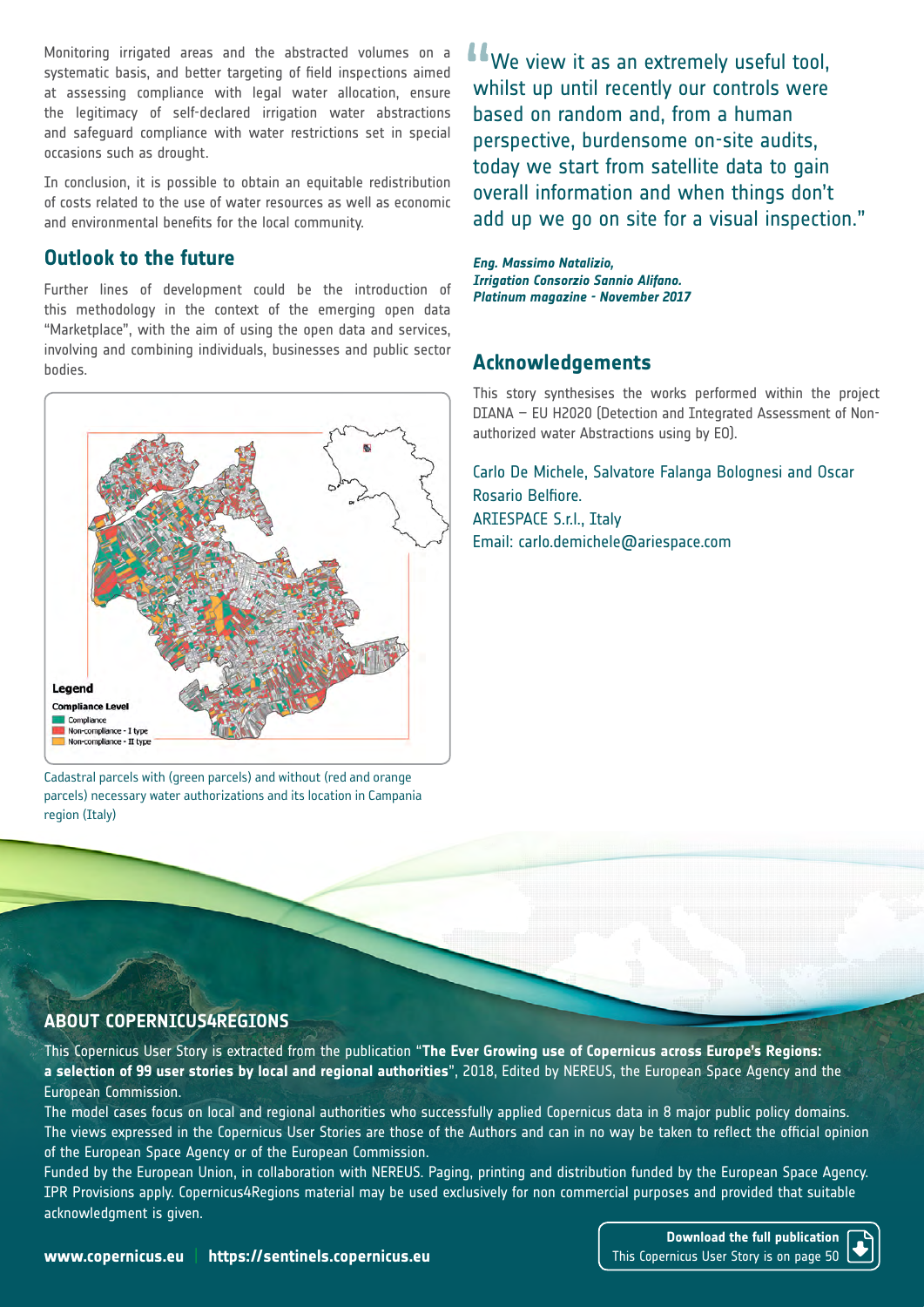Monitoring irrigated areas and the abstracted volumes on a systematic basis, and better targeting of field inspections aimed at assessing compliance with legal water allocation, ensure the legitimacy of self-declared irrigation water abstractions and safeguard compliance with water restrictions set in special occasions such as drought.

In conclusion, it is possible to obtain an equitable redistribution of costs related to the use of water resources as well as economic and environmental benefits for the local community.

## Outlook to the future

Further lines of development could be the introduction of this methodology in the context of the emerging open data "Marketplace", with the aim of using the open data and services, involving and combining individuals, businesses and public sector bodies.

Legend
Compliance Level
Compliance
Non-compliance - I type
Non-compliance - II type

Cadastral parcels with (green parcels) and without (red and orange parcels) necessary water authorizations and its location in Campania region (Italy)

> "We view it as an extremely useful tool, whilst up until recently our controls were based on random and, from a human perspective, burdensome on-site audits, today we start from satellite data to gain overall information and when things don't add up we go on site for a visual inspection."

***Eng. Massimo Natalizio,***
***Irrigation Consorzio Sannio Alifano.***
***Platinum magazine - November 2017***

## Acknowledgements

This story synthesises the works performed within the project DIANA – EU H2020 (Detection and Integrated Assessment of Non-authorized water Abstractions using by EO).

Carlo De Michele, Salvatore Falanga Bolognesi and Oscar Rosario Belfiore.
ARIESPACE S.r.l., Italy
Email: carlo.demichele@ariespace.com

## ABOUT COPERNICUS4REGIONS

This Copernicus User Story is extracted from the publication "**The Ever Growing use of Copernicus across Europe's Regions: a selection of 99 user stories by local and regional authorities**", 2018, Edited by NEREUS, the European Space Agency and the European Commission.

The model cases focus on local and regional authorities who successfully applied Copernicus data in 8 major public policy domains. The views expressed in the Copernicus User Stories are those of the Authors and can in no way be taken to reflect the official opinion of the European Space Agency or of the European Commission.

Funded by the European Union, in collaboration with NEREUS. Paging, printing and distribution funded by the European Space Agency. IPR Provisions apply. Copernicus4Regions material may be used exclusively for non commercial purposes and provided that suitable acknowledgment is given.

**www.copernicus.eu** | **https://sentinels.copernicus.eu**

**Download the full publication**
This Copernicus User Story is on page 50